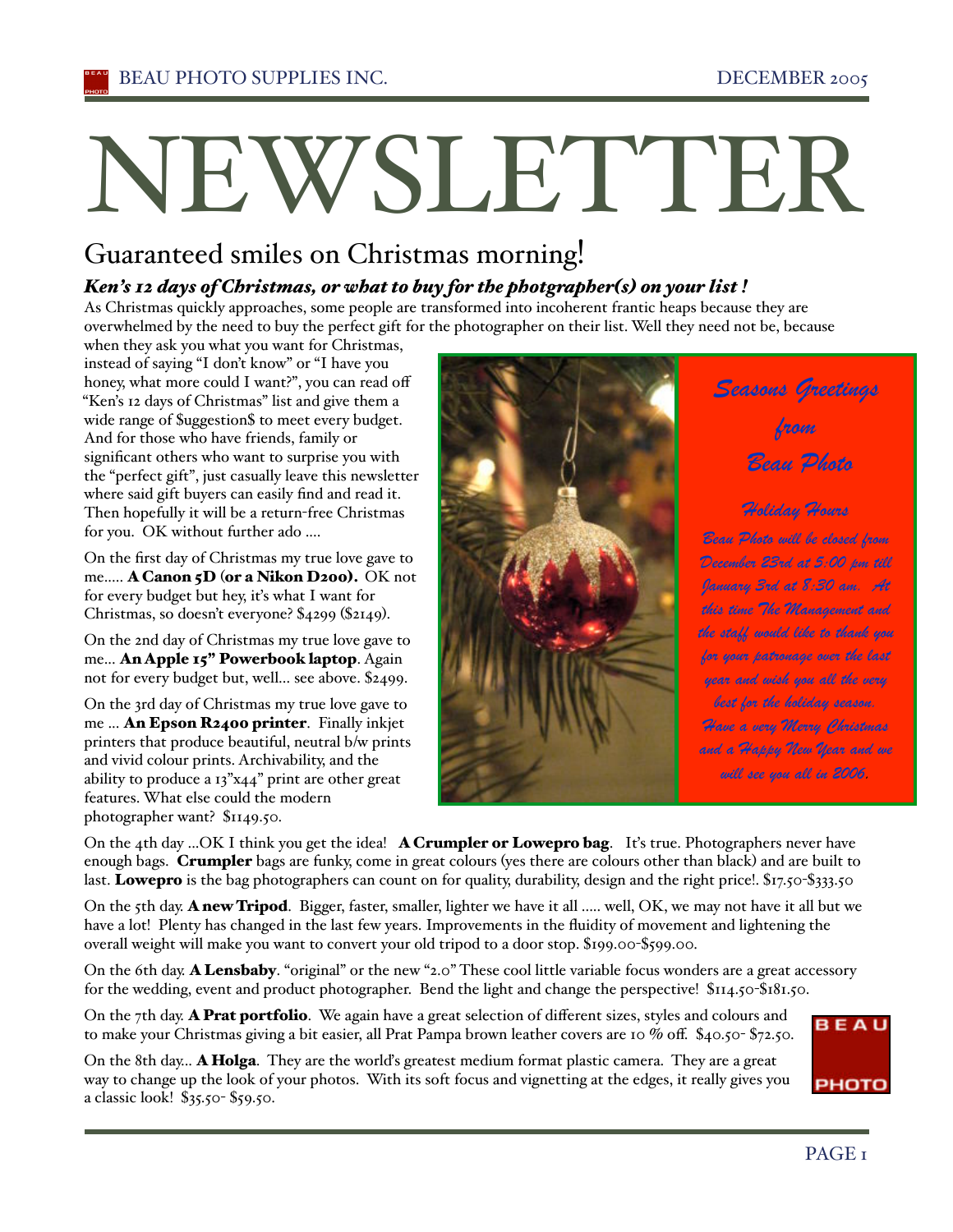# NEWSLETTER

## Guaranteed smiles on Christmas morning!

### *Ken's 12 days of Christmas, or what to buy for the phtographer(s) on your list !*

As Christmas quickly approaches, some people are transformed into incoherent frantic heaps because they are overwhelmed by the need to buy the perfect gift for the photographer on their list. Well they need not be, because when they ask you what you want for Christmas, instead of saying "I don't know" or "I have you honey, what more could I want?", you can read off "Ken's 12 days of Christmas" list and give them a wide range of $uggestion$ to meet every budget. And for those who have friends, family or significant others who want to surprise you with the "perfect gift", just casually leave this newsletter where said gift buyers can easily find and read it. Then hopefully it will be a return-free Christmas for you. OK without further ado ....

On the first day of Christmas my true love gave to me..... **A Canon 5D (or a Nikon D200).** OK not for every budget but hey, it's what I want for Christmas, so doesn't everyone? $4299 ($2149).

On the 2nd day of Christmas my true love gave to me... **An Apple 15" Powerbook laptop**. Again not for every budget but, well... see above. $2499.

On the 3rd day of Christmas my true love gave to me ... **An Epson R2400 printer**. Finally inkjet printers that produce beautiful, neutral b/w prints and vivid colour prints. Archivability, and the ability to produce a 13"x44" print are other great features. What else could the modern photographer want? $1149.50.

*Seasons Greetings from Beau Photo*

*Holiday Hours*

*Beau Photo will be closed from December 23rd at 5:00 pm till January 3rd at 8:30 am. At this time The Management and the staff would like to thank you for your patronage over the last year and wish you all the very best for the holiday season. Have a very Merry Christmas and a Happy New Year and we will see you all in 2006.*

On the 4th day ...OK I think you get the idea! **A Crumpler or Lowepro bag**. It's true. Photographers never have enough bags. **Crumpler** bags are funky, come in great colours (yes there are colours other than black) and are built to last. **Lowepro** is the bag photographers can count on for quality, durability, design and the right price!. $17.50-$333.50

On the 5th day. **A new Tripod**. Bigger, faster, smaller, lighter we have it all ..... well, OK, we may not have it all but we have a lot! Plenty has changed in the last few years. Improvements in the fluidity of movement and lightening the overall weight will make you want to convert your old tripod to a door stop. $199.00-$599.00.

On the 6th day. **A Lensbaby**. "original" or the new "2.0" These cool little variable focus wonders are a great accessory for the wedding, event and product photographer. Bend the light and change the perspective! $114.50-$181.50.

On the 7th day. **A Prat portfolio**. We again have a great selection of different sizes, styles and colours and to make your Christmas giving a bit easier, all Prat Pampa brown leather covers are 10 % off. $40.50- $72.50.

On the 8th day... **A Holga**. They are the world's greatest medium format plastic camera. They are a great way to change up the look of your photos. With its soft focus and vignetting at the edges, it really gives you a classic look! $35.50- $59.50.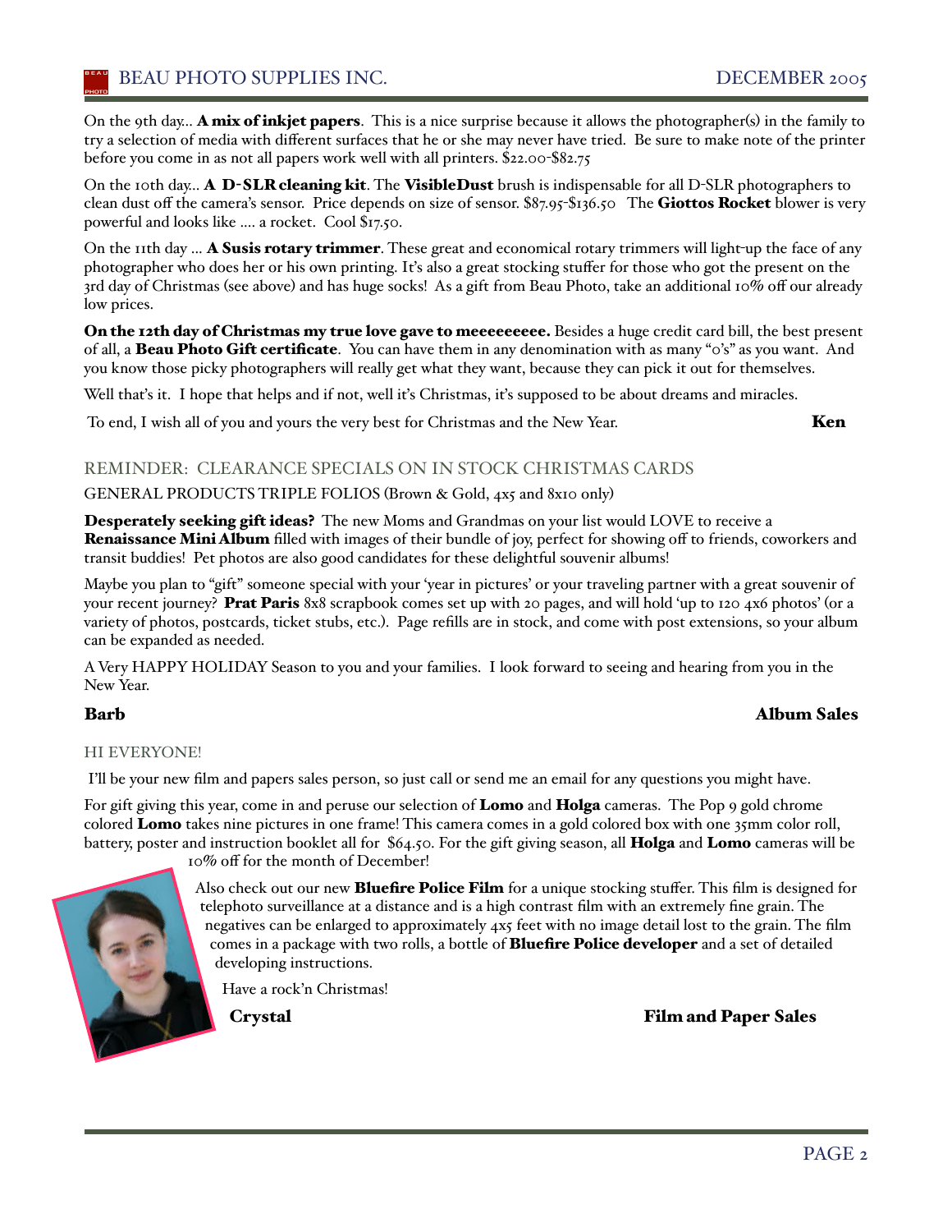On the 9th day... **A mix of inkjet papers**. This is a nice surprise because it allows the photographer(s) in the family to try a selection of media with different surfaces that he or she may never have tried. Be sure to make note of the printer before you come in as not all papers work well with all printers. $22.00-$82.75

On the 10th day... **A D-SLR cleaning kit**. The **VisibleDust** brush is indispensable for all D-SLR photographers to clean dust off the camera's sensor. Price depends on size of sensor. $87.95-$136.50 The **Giottos Rocket** blower is very powerful and looks like .... a rocket. Cool $17.50.

On the 11th day ... **A Susis rotary trimmer**. These great and economical rotary trimmers will light-up the face of any photographer who does her or his own printing. It's also a great stocking stuffer for those who got the present on the 3rd day of Christmas (see above) and has huge socks! As a gift from Beau Photo, take an additional 10% off our already low prices.

**On the 12th day of Christmas my true love gave to meeeeeeeee.** Besides a huge credit card bill, the best present of all, a **Beau Photo Gift certificate**. You can have them in any denomination with as many "0's" as you want. And you know those picky photographers will really get what they want, because they can pick it out for themselves.

Well that's it. I hope that helps and if not, well it's Christmas, it's supposed to be about dreams and miracles.

To end, I wish all of you and yours the very best for Christmas and the New Year. **Ken**

## REMINDER: CLEARANCE SPECIALS ON IN STOCK CHRISTMAS CARDS

GENERAL PRODUCTS TRIPLE FOLIOS (Brown & Gold, 4x5 and 8x10 only)

**Desperately seeking gift ideas?** The new Moms and Grandmas on your list would LOVE to receive a **Renaissance Mini Album** filled with images of their bundle of joy, perfect for showing off to friends, coworkers and transit buddies! Pet photos are also good candidates for these delightful souvenir albums!

Maybe you plan to "gift" someone special with your 'year in pictures' or your traveling partner with a great souvenir of your recent journey? **Prat Paris** 8x8 scrapbook comes set up with 20 pages, and will hold 'up to 120 4x6 photos' (or a variety of photos, postcards, ticket stubs, etc.). Page refills are in stock, and come with post extensions, so your album can be expanded as needed.

A Very HAPPY HOLIDAY Season to you and your families. I look forward to seeing and hearing from you in the New Year.

**Barb** **Album Sales**

## HI EVERYONE!

I'll be your new film and papers sales person, so just call or send me an email for any questions you might have.

For gift giving this year, come in and peruse our selection of **Lomo** and **Holga** cameras. The Pop 9 gold chrome colored **Lomo** takes nine pictures in one frame! This camera comes in a gold colored box with one 35mm color roll, battery, poster and instruction booklet all for $64.50. For the gift giving season, all **Holga** and **Lomo** cameras will be 10% off for the month of December!

Also check out our new **Bluefire Police Film** for a unique stocking stuffer. This film is designed for telephoto surveillance at a distance and is a high contrast film with an extremely fine grain. The negatives can be enlarged to approximately 4x5 feet with no image detail lost to the grain. The film comes in a package with two rolls, a bottle of **Bluefire Police developer** and a set of detailed developing instructions.

Have a rock'n Christmas!

**Crystal** **Film and Paper Sales**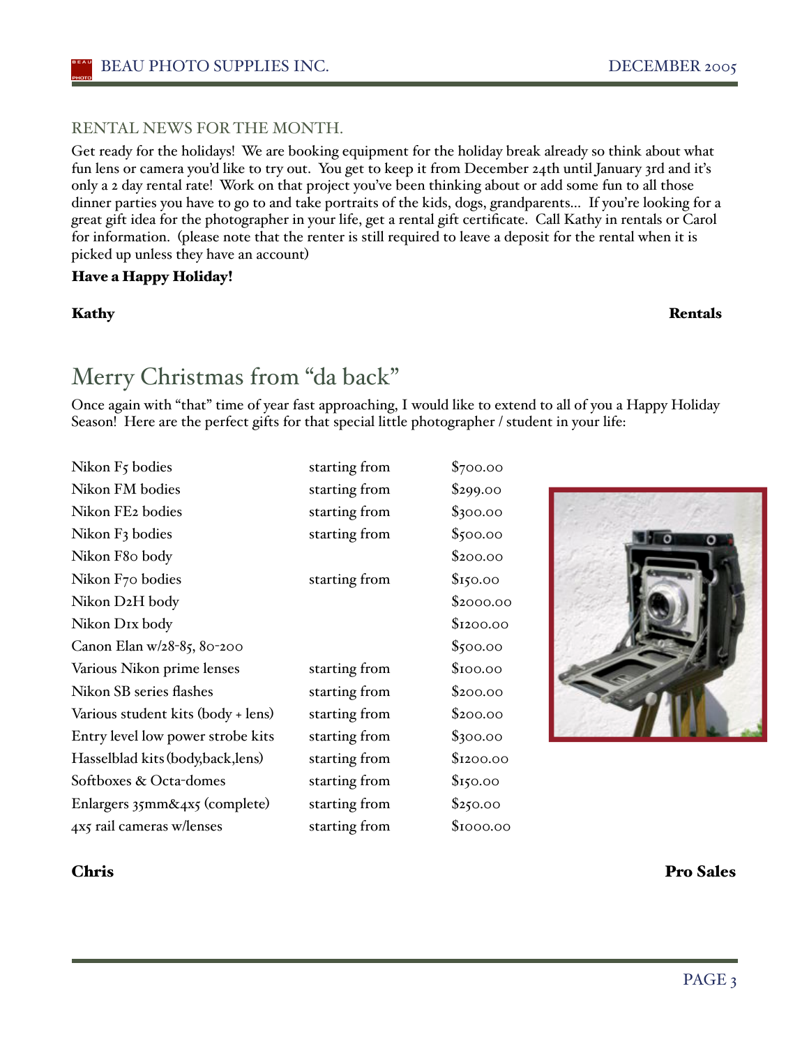## RENTAL NEWS FOR THE MONTH.

Get ready for the holidays! We are booking equipment for the holiday break already so think about what fun lens or camera you'd like to try out. You get to keep it from December 24th until January 3rd and it's only a 2 day rental rate! Work on that project you've been thinking about or add some fun to all those dinner parties you have to go to and take portraits of the kids, dogs, grandparents... If you're looking for a great gift idea for the photographer in your life, get a rental gift certificate. Call Kathy in rentals or Carol for information. (please note that the renter is still required to leave a deposit for the rental when it is picked up unless they have an account)

**Have a Happy Holiday!**

**Kathy** **Rentals**

# Merry Christmas from "da back"

Once again with "that" time of year fast approaching, I would like to extend to all of you a Happy Holiday Season! Here are the perfect gifts for that special little photographer / student in your life:

| | | |
|---|---|---|
| Nikon F5 bodies | starting from | $700.00 |
| Nikon FM bodies | starting from | $299.00 |
| Nikon FE2 bodies | starting from | $300.00 |
| Nikon F3 bodies | starting from | $500.00 |
| Nikon F80 body | | $200.00 |
| Nikon F70 bodies | starting from | $150.00 |
| Nikon D2H body | | $2000.00 |
| Nikon D1x body | | $1200.00 |
| Canon Elan w/28-85, 80-200 | | $500.00 |
| Various Nikon prime lenses | starting from | $100.00 |
| Nikon SB series flashes | starting from | $200.00 |
| Various student kits (body + lens) | starting from | $200.00 |
| Entry level low power strobe kits | starting from | $300.00 |
| Hasselblad kits (body,back,lens) | starting from | $1200.00 |
| Softboxes & Octa-domes | starting from | $150.00 |
| Enlargers 35mm&4x5 (complete) | starting from | $250.00 |
| 4x5 rail cameras w/lenses | starting from | $1000.00 |

**Chris** **Pro Sales**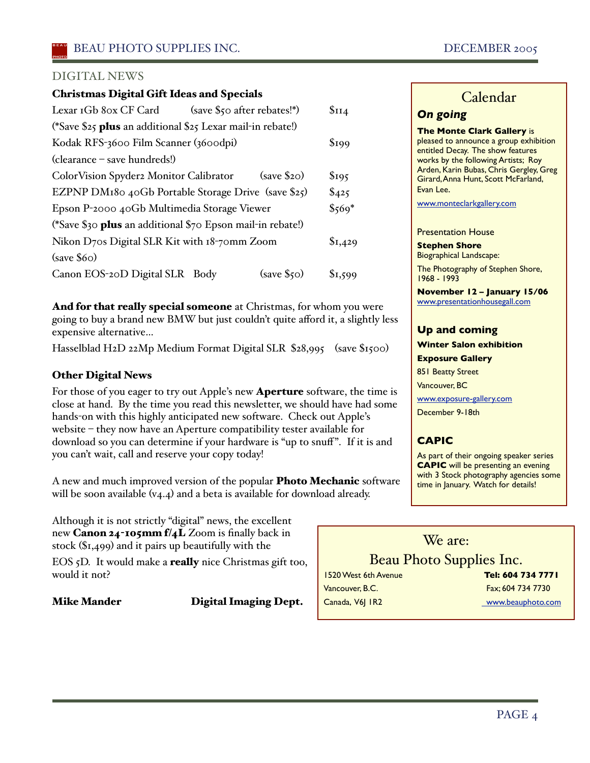## DIGITAL NEWS

### Christmas Digital Gift Ideas and Specials

| | | |
|---|---|---|
| Lexar 1Gb 80x CF Card | (save $50 after rebates!*) | $114 |
| (*Save $25 **plus** an additional $25 Lexar mail-in rebate!) | | |
| Kodak RFS-3600 Film Scanner (3600dpi) | | $199 |
| (clearance – save hundreds!) | | |
| ColorVision Spyder2 Monitor Calibrator | (save $20) | $195 |
| EZPNP DM180 40Gb Portable Storage Drive | (save $25) | $425 |
| Epson P-2000 40Gb Multimedia Storage Viewer | | $569* |
| (*Save $30 **plus** an additional $70 Epson mail-in rebate!) | | |
| Nikon D70s Digital SLR Kit with 18-70mm Zoom | | $1,429 |
| (save $60) | | |
| Canon EOS-20D Digital SLR Body | (save $50) | $1,599 |

**And for that really special someone** at Christmas, for whom you were going to buy a brand new BMW but just couldn't quite afford it, a slightly less expensive alternative…

Hasselblad H2D 22Mp Medium Format Digital SLR $28,995 (save $1500)

### Other Digital News

For those of you eager to try out Apple's new **Aperture** software, the time is close at hand. By the time you read this newsletter, we should have had some hands-on with this highly anticipated new software. Check out Apple's website – they now have an Aperture compatibility tester available for download so you can determine if your hardware is "up to snuff". If it is and you can't wait, call and reserve your copy today!

A new and much improved version of the popular **Photo Mechanic** software will be soon available (v4.4) and a beta is available for download already.

Although it is not strictly "digital" news, the excellent new **Canon 24-105mm f/4L** Zoom is finally back in stock ($1,499) and it pairs up beautifully with the EOS 5D. It would make a **really** nice Christmas gift too, would it not?

**Mike Mander** **Digital Imaging Dept.**

## Calendar

### *On going*

**The Monte Clark Gallery** is pleased to announce a group exhibition entitled Decay. The show features works by the following Artists; Roy Arden, Karin Bubas, Chris Gergley, Greg Girard, Anna Hunt, Scott McFarland, Evan Lee.

www.monteclarkgallery.com

Presentation House

**Stephen Shore**
Biographical Landscape:

The Photography of Stephen Shore, 1968 - 1993

**November 12 – January 15/06**
www.presentationhousegall.com

### Up and coming

**Winter Salon exhibition**

**Exposure Gallery**

851 Beatty Street

Vancouver, BC

www.exposure-gallery.com

December 9-18th

### CAPIC

As part of their ongoing speaker series **CAPIC** will be presenting an evening with 3 Stock photography agencies some time in January. Watch for details!

## We are:

Beau Photo Supplies Inc.

| | |
|---|---|
| 1520 West 6th Avenue | **Tel: 604 734 7771** |
| Vancouver, B.C. | Fax; 604 734 7730 |
| Canada, V6J 1R2 | www.beauphoto.com |